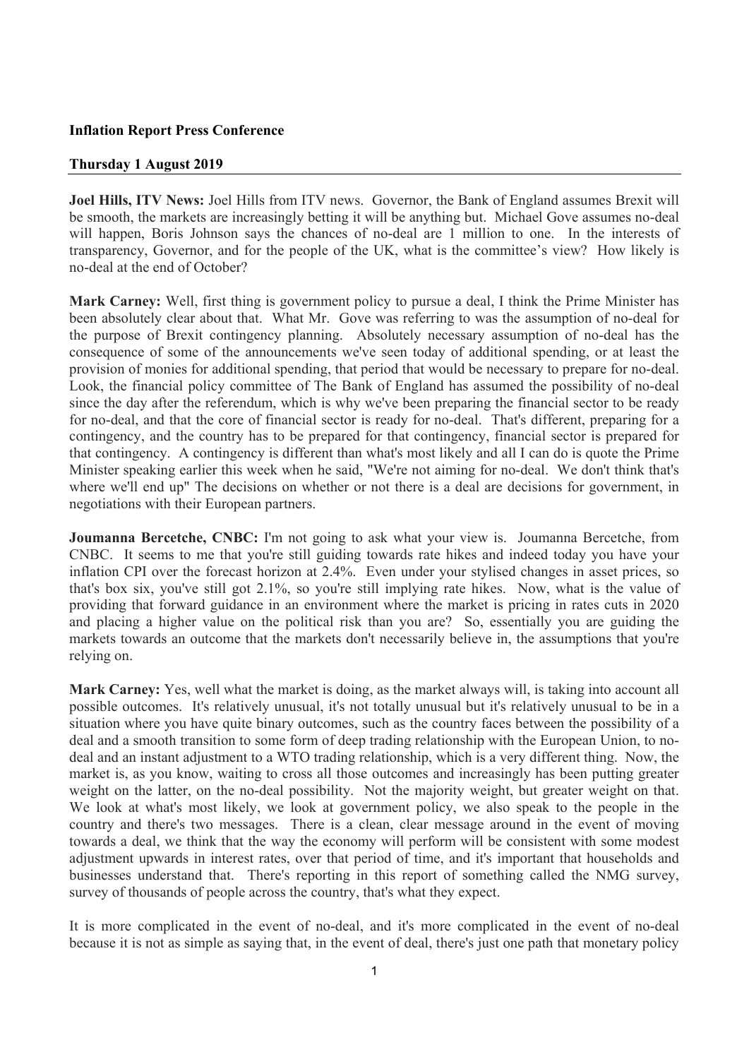**Inflation Report Press Conference**

**Thursday 1 August 2019**

**Joel Hills, ITV News:** Joel Hills from ITV news. Governor, the Bank of England assumes Brexit will be smooth, the markets are increasingly betting it will be anything but. Michael Gove assumes no-deal will happen, Boris Johnson says the chances of no-deal are 1 million to one. In the interests of transparency, Governor, and for the people of the UK, what is the committee's view? How likely is no-deal at the end of October?

**Mark Carney:** Well, first thing is government policy to pursue a deal, I think the Prime Minister has been absolutely clear about that. What Mr. Gove was referring to was the assumption of no-deal for the purpose of Brexit contingency planning. Absolutely necessary assumption of no-deal has the consequence of some of the announcements we've seen today of additional spending, or at least the provision of monies for additional spending, that period that would be necessary to prepare for no-deal. Look, the financial policy committee of The Bank of England has assumed the possibility of no-deal since the day after the referendum, which is why we've been preparing the financial sector to be ready for no-deal, and that the core of financial sector is ready for no-deal. That's different, preparing for a contingency, and the country has to be prepared for that contingency, financial sector is prepared for that contingency. A contingency is different than what's most likely and all I can do is quote the Prime Minister speaking earlier this week when he said, "We're not aiming for no-deal. We don't think that's where we'll end up" The decisions on whether or not there is a deal are decisions for government, in negotiations with their European partners.

**Joumanna Bercetche, CNBC:** I'm not going to ask what your view is. Joumanna Bercetche, from CNBC. It seems to me that you're still guiding towards rate hikes and indeed today you have your inflation CPI over the forecast horizon at 2.4%. Even under your stylised changes in asset prices, so that's box six, you've still got 2.1%, so you're still implying rate hikes. Now, what is the value of providing that forward guidance in an environment where the market is pricing in rates cuts in 2020 and placing a higher value on the political risk than you are? So, essentially you are guiding the markets towards an outcome that the markets don't necessarily believe in, the assumptions that you're relying on.

**Mark Carney:** Yes, well what the market is doing, as the market always will, is taking into account all possible outcomes. It's relatively unusual, it's not totally unusual but it's relatively unusual to be in a situation where you have quite binary outcomes, such as the country faces between the possibility of a deal and a smooth transition to some form of deep trading relationship with the European Union, to no-deal and an instant adjustment to a WTO trading relationship, which is a very different thing. Now, the market is, as you know, waiting to cross all those outcomes and increasingly has been putting greater weight on the latter, on the no-deal possibility. Not the majority weight, but greater weight on that. We look at what's most likely, we look at government policy, we also speak to the people in the country and there's two messages. There is a clean, clear message around in the event of moving towards a deal, we think that the way the economy will perform will be consistent with some modest adjustment upwards in interest rates, over that period of time, and it's important that households and businesses understand that. There's reporting in this report of something called the NMG survey, survey of thousands of people across the country, that's what they expect.

It is more complicated in the event of no-deal, and it's more complicated in the event of no-deal because it is not as simple as saying that, in the event of deal, there's just one path that monetary policy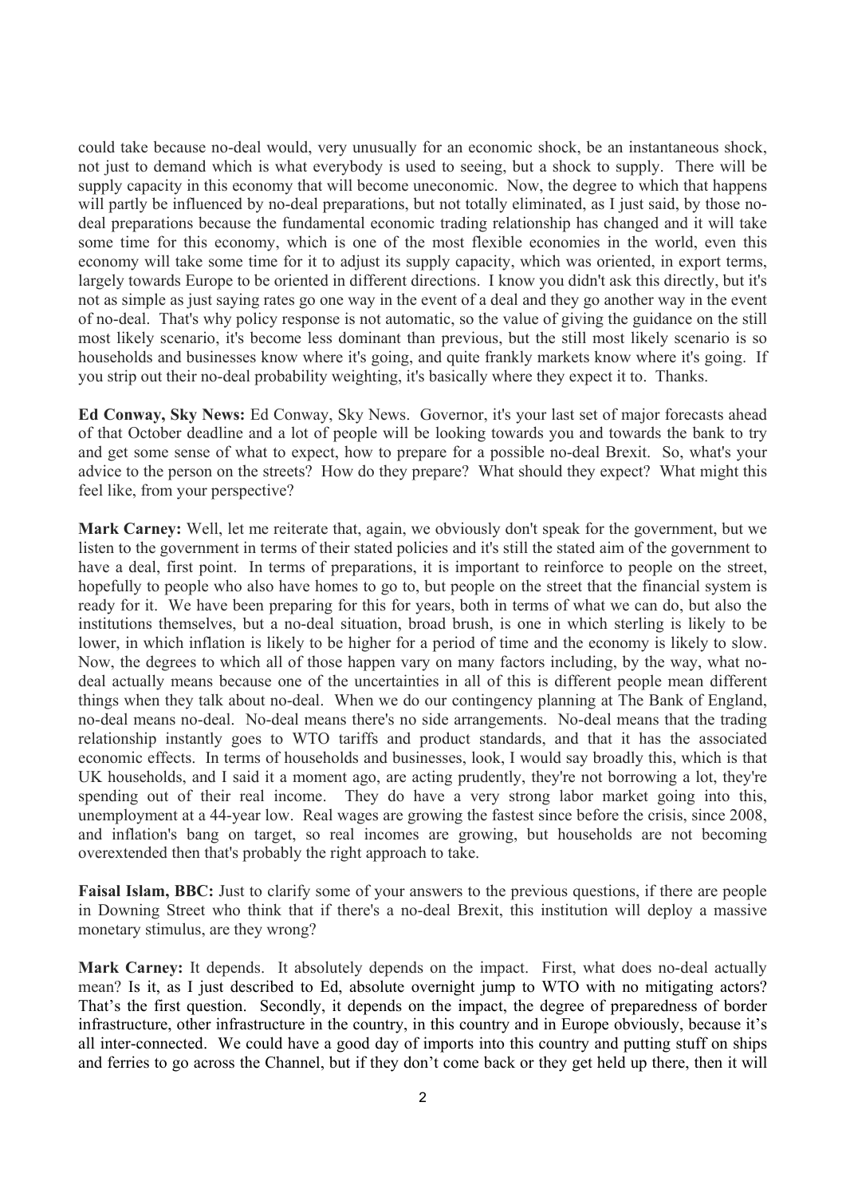could take because no-deal would, very unusually for an economic shock, be an instantaneous shock, not just to demand which is what everybody is used to seeing, but a shock to supply. There will be supply capacity in this economy that will become uneconomic. Now, the degree to which that happens will partly be influenced by no-deal preparations, but not totally eliminated, as I just said, by those no-deal preparations because the fundamental economic trading relationship has changed and it will take some time for this economy, which is one of the most flexible economies in the world, even this economy will take some time for it to adjust its supply capacity, which was oriented, in export terms, largely towards Europe to be oriented in different directions. I know you didn't ask this directly, but it's not as simple as just saying rates go one way in the event of a deal and they go another way in the event of no-deal. That's why policy response is not automatic, so the value of giving the guidance on the still most likely scenario, it's become less dominant than previous, but the still most likely scenario is so households and businesses know where it's going, and quite frankly markets know where it's going. If you strip out their no-deal probability weighting, it's basically where they expect it to. Thanks.

**Ed Conway, Sky News:** Ed Conway, Sky News. Governor, it's your last set of major forecasts ahead of that October deadline and a lot of people will be looking towards you and towards the bank to try and get some sense of what to expect, how to prepare for a possible no-deal Brexit. So, what's your advice to the person on the streets? How do they prepare? What should they expect? What might this feel like, from your perspective?

**Mark Carney:** Well, let me reiterate that, again, we obviously don't speak for the government, but we listen to the government in terms of their stated policies and it's still the stated aim of the government to have a deal, first point. In terms of preparations, it is important to reinforce to people on the street, hopefully to people who also have homes to go to, but people on the street that the financial system is ready for it. We have been preparing for this for years, both in terms of what we can do, but also the institutions themselves, but a no-deal situation, broad brush, is one in which sterling is likely to be lower, in which inflation is likely to be higher for a period of time and the economy is likely to slow. Now, the degrees to which all of those happen vary on many factors including, by the way, what no-deal actually means because one of the uncertainties in all of this is different people mean different things when they talk about no-deal. When we do our contingency planning at The Bank of England, no-deal means no-deal. No-deal means there's no side arrangements. No-deal means that the trading relationship instantly goes to WTO tariffs and product standards, and that it has the associated economic effects. In terms of households and businesses, look, I would say broadly this, which is that UK households, and I said it a moment ago, are acting prudently, they're not borrowing a lot, they're spending out of their real income. They do have a very strong labor market going into this, unemployment at a 44-year low. Real wages are growing the fastest since before the crisis, since 2008, and inflation's bang on target, so real incomes are growing, but households are not becoming overextended then that's probably the right approach to take.

**Faisal Islam, BBC:** Just to clarify some of your answers to the previous questions, if there are people in Downing Street who think that if there's a no-deal Brexit, this institution will deploy a massive monetary stimulus, are they wrong?

**Mark Carney:** It depends. It absolutely depends on the impact. First, what does no-deal actually mean? Is it, as I just described to Ed, absolute overnight jump to WTO with no mitigating actors? That's the first question. Secondly, it depends on the impact, the degree of preparedness of border infrastructure, other infrastructure in the country, in this country and in Europe obviously, because it's all inter-connected. We could have a good day of imports into this country and putting stuff on ships and ferries to go across the Channel, but if they don't come back or they get held up there, then it will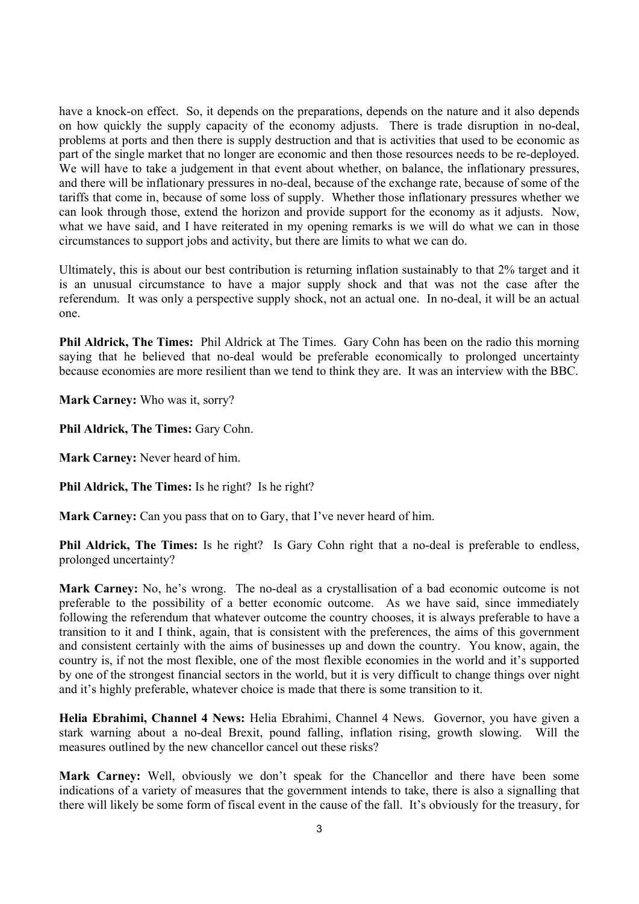have a knock-on effect. So, it depends on the preparations, depends on the nature and it also depends on how quickly the supply capacity of the economy adjusts. There is trade disruption in no-deal, problems at ports and then there is supply destruction and that is activities that used to be economic as part of the single market that no longer are economic and then those resources needs to be re-deployed. We will have to take a judgement in that event about whether, on balance, the inflationary pressures, and there will be inflationary pressures in no-deal, because of the exchange rate, because of some of the tariffs that come in, because of some loss of supply. Whether those inflationary pressures whether we can look through those, extend the horizon and provide support for the economy as it adjusts. Now, what we have said, and I have reiterated in my opening remarks is we will do what we can in those circumstances to support jobs and activity, but there are limits to what we can do.

Ultimately, this is about our best contribution is returning inflation sustainably to that 2% target and it is an unusual circumstance to have a major supply shock and that was not the case after the referendum. It was only a perspective supply shock, not an actual one. In no-deal, it will be an actual one.

**Phil Aldrick, The Times:** Phil Aldrick at The Times. Gary Cohn has been on the radio this morning saying that he believed that no-deal would be preferable economically to prolonged uncertainty because economies are more resilient than we tend to think they are. It was an interview with the BBC.

**Mark Carney:** Who was it, sorry?

**Phil Aldrick, The Times:** Gary Cohn.

**Mark Carney:** Never heard of him.

**Phil Aldrick, The Times:** Is he right? Is he right?

**Mark Carney:** Can you pass that on to Gary, that I've never heard of him.

**Phil Aldrick, The Times:** Is he right? Is Gary Cohn right that a no-deal is preferable to endless, prolonged uncertainty?

**Mark Carney:** No, he's wrong. The no-deal as a crystallisation of a bad economic outcome is not preferable to the possibility of a better economic outcome. As we have said, since immediately following the referendum that whatever outcome the country chooses, it is always preferable to have a transition to it and I think, again, that is consistent with the preferences, the aims of this government and consistent certainly with the aims of businesses up and down the country. You know, again, the country is, if not the most flexible, one of the most flexible economies in the world and it's supported by one of the strongest financial sectors in the world, but it is very difficult to change things over night and it's highly preferable, whatever choice is made that there is some transition to it.

**Helia Ebrahimi, Channel 4 News:** Helia Ebrahimi, Channel 4 News. Governor, you have given a stark warning about a no-deal Brexit, pound falling, inflation rising, growth slowing. Will the measures outlined by the new chancellor cancel out these risks?

**Mark Carney:** Well, obviously we don't speak for the Chancellor and there have been some indications of a variety of measures that the government intends to take, there is also a signalling that there will likely be some form of fiscal event in the cause of the fall. It's obviously for the treasury, for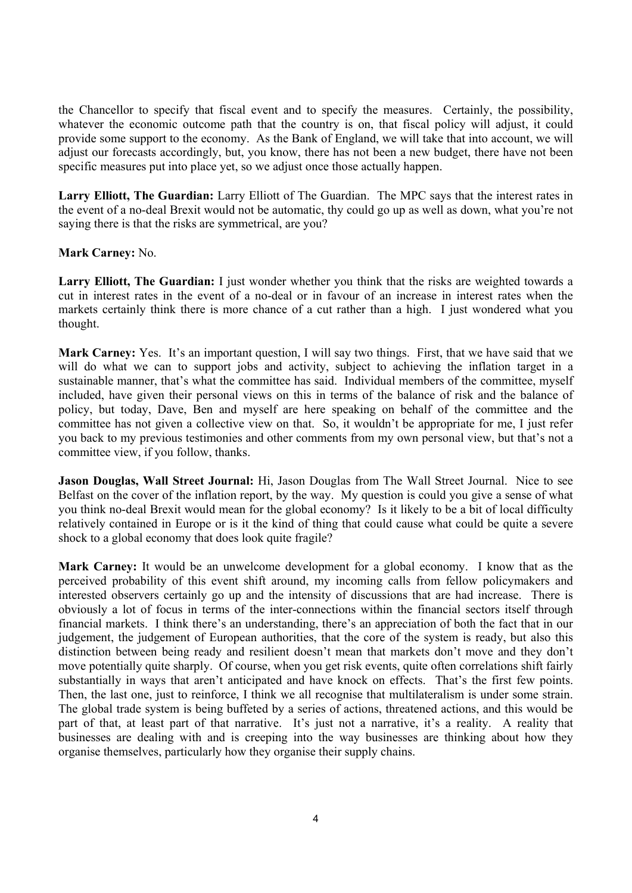the Chancellor to specify that fiscal event and to specify the measures. Certainly, the possibility, whatever the economic outcome path that the country is on, that fiscal policy will adjust, it could provide some support to the economy. As the Bank of England, we will take that into account, we will adjust our forecasts accordingly, but, you know, there has not been a new budget, there have not been specific measures put into place yet, so we adjust once those actually happen.

**Larry Elliott, The Guardian:** Larry Elliott of The Guardian. The MPC says that the interest rates in the event of a no-deal Brexit would not be automatic, thy could go up as well as down, what you're not saying there is that the risks are symmetrical, are you?

**Mark Carney:** No.

**Larry Elliott, The Guardian:** I just wonder whether you think that the risks are weighted towards a cut in interest rates in the event of a no-deal or in favour of an increase in interest rates when the markets certainly think there is more chance of a cut rather than a high. I just wondered what you thought.

**Mark Carney:** Yes. It's an important question, I will say two things. First, that we have said that we will do what we can to support jobs and activity, subject to achieving the inflation target in a sustainable manner, that's what the committee has said. Individual members of the committee, myself included, have given their personal views on this in terms of the balance of risk and the balance of policy, but today, Dave, Ben and myself are here speaking on behalf of the committee and the committee has not given a collective view on that. So, it wouldn't be appropriate for me, I just refer you back to my previous testimonies and other comments from my own personal view, but that's not a committee view, if you follow, thanks.

**Jason Douglas, Wall Street Journal:** Hi, Jason Douglas from The Wall Street Journal. Nice to see Belfast on the cover of the inflation report, by the way. My question is could you give a sense of what you think no-deal Brexit would mean for the global economy? Is it likely to be a bit of local difficulty relatively contained in Europe or is it the kind of thing that could cause what could be quite a severe shock to a global economy that does look quite fragile?

**Mark Carney:** It would be an unwelcome development for a global economy. I know that as the perceived probability of this event shift around, my incoming calls from fellow policymakers and interested observers certainly go up and the intensity of discussions that are had increase. There is obviously a lot of focus in terms of the inter-connections within the financial sectors itself through financial markets. I think there's an understanding, there's an appreciation of both the fact that in our judgement, the judgement of European authorities, that the core of the system is ready, but also this distinction between being ready and resilient doesn't mean that markets don't move and they don't move potentially quite sharply. Of course, when you get risk events, quite often correlations shift fairly substantially in ways that aren't anticipated and have knock on effects. That's the first few points. Then, the last one, just to reinforce, I think we all recognise that multilateralism is under some strain. The global trade system is being buffeted by a series of actions, threatened actions, and this would be part of that, at least part of that narrative. It's just not a narrative, it's a reality. A reality that businesses are dealing with and is creeping into the way businesses are thinking about how they organise themselves, particularly how they organise their supply chains.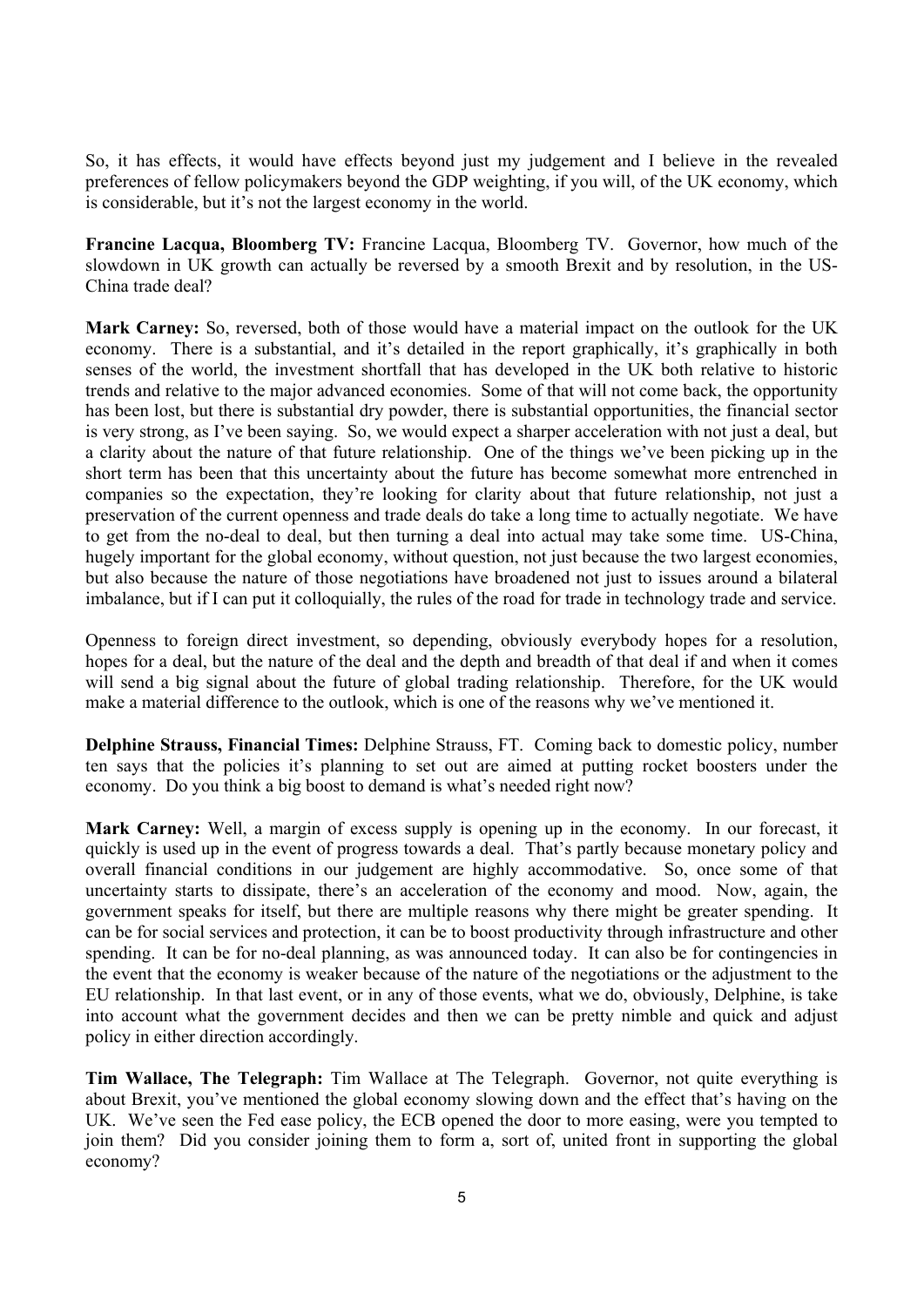So, it has effects, it would have effects beyond just my judgement and I believe in the revealed preferences of fellow policymakers beyond the GDP weighting, if you will, of the UK economy, which is considerable, but it's not the largest economy in the world.

**Francine Lacqua, Bloomberg TV:** Francine Lacqua, Bloomberg TV. Governor, how much of the slowdown in UK growth can actually be reversed by a smooth Brexit and by resolution, in the US-China trade deal?

**Mark Carney:** So, reversed, both of those would have a material impact on the outlook for the UK economy. There is a substantial, and it's detailed in the report graphically, it's graphically in both senses of the world, the investment shortfall that has developed in the UK both relative to historic trends and relative to the major advanced economies. Some of that will not come back, the opportunity has been lost, but there is substantial dry powder, there is substantial opportunities, the financial sector is very strong, as I've been saying. So, we would expect a sharper acceleration with not just a deal, but a clarity about the nature of that future relationship. One of the things we've been picking up in the short term has been that this uncertainty about the future has become somewhat more entrenched in companies so the expectation, they're looking for clarity about that future relationship, not just a preservation of the current openness and trade deals do take a long time to actually negotiate. We have to get from the no-deal to deal, but then turning a deal into actual may take some time. US-China, hugely important for the global economy, without question, not just because the two largest economies, but also because the nature of those negotiations have broadened not just to issues around a bilateral imbalance, but if I can put it colloquially, the rules of the road for trade in technology trade and service.

Openness to foreign direct investment, so depending, obviously everybody hopes for a resolution, hopes for a deal, but the nature of the deal and the depth and breadth of that deal if and when it comes will send a big signal about the future of global trading relationship. Therefore, for the UK would make a material difference to the outlook, which is one of the reasons why we've mentioned it.

**Delphine Strauss, Financial Times:** Delphine Strauss, FT. Coming back to domestic policy, number ten says that the policies it's planning to set out are aimed at putting rocket boosters under the economy. Do you think a big boost to demand is what's needed right now?

**Mark Carney:** Well, a margin of excess supply is opening up in the economy. In our forecast, it quickly is used up in the event of progress towards a deal. That's partly because monetary policy and overall financial conditions in our judgement are highly accommodative. So, once some of that uncertainty starts to dissipate, there's an acceleration of the economy and mood. Now, again, the government speaks for itself, but there are multiple reasons why there might be greater spending. It can be for social services and protection, it can be to boost productivity through infrastructure and other spending. It can be for no-deal planning, as was announced today. It can also be for contingencies in the event that the economy is weaker because of the nature of the negotiations or the adjustment to the EU relationship. In that last event, or in any of those events, what we do, obviously, Delphine, is take into account what the government decides and then we can be pretty nimble and quick and adjust policy in either direction accordingly.

**Tim Wallace, The Telegraph:** Tim Wallace at The Telegraph. Governor, not quite everything is about Brexit, you've mentioned the global economy slowing down and the effect that's having on the UK. We've seen the Fed ease policy, the ECB opened the door to more easing, were you tempted to join them? Did you consider joining them to form a, sort of, united front in supporting the global economy?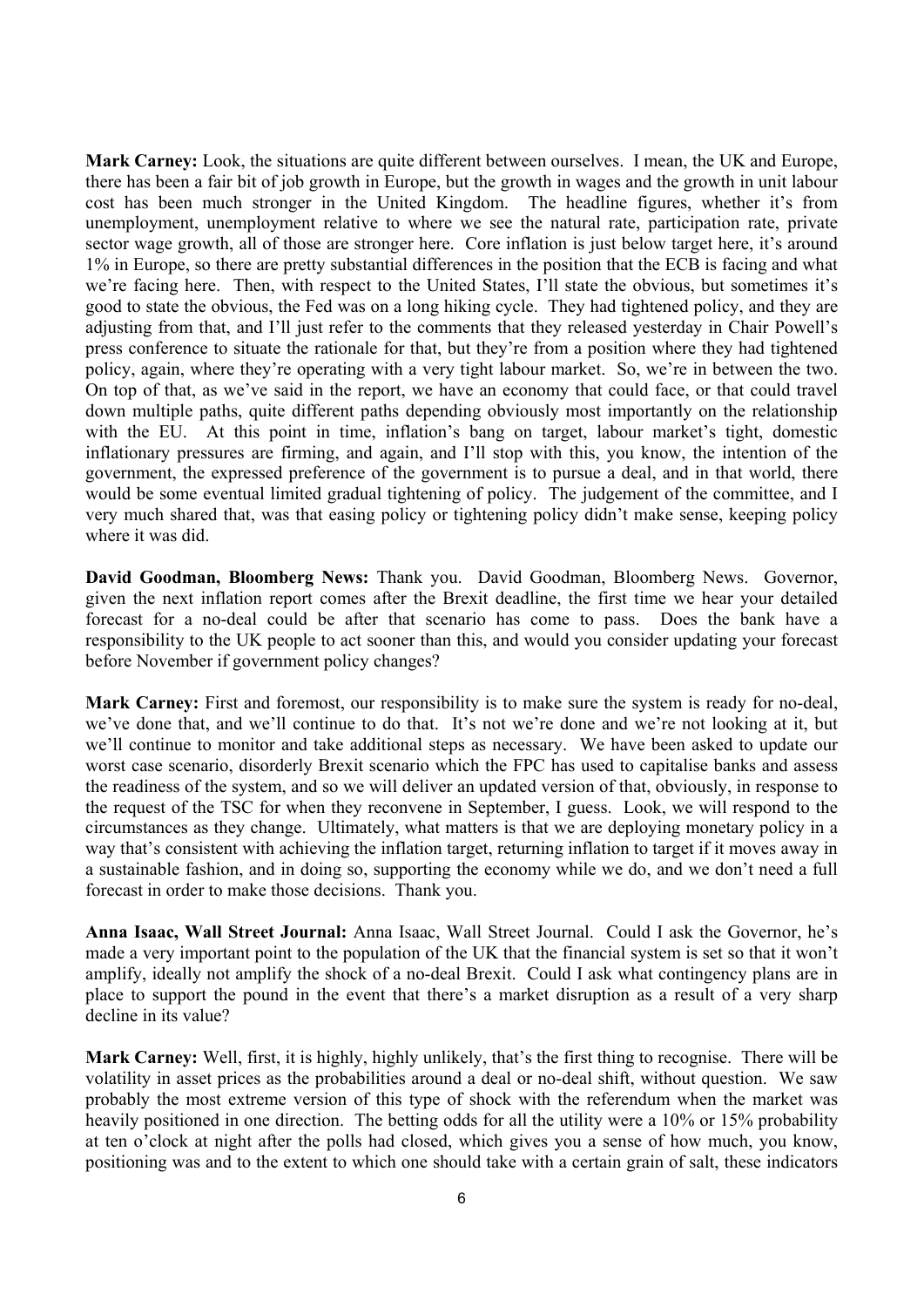**Mark Carney:** Look, the situations are quite different between ourselves. I mean, the UK and Europe, there has been a fair bit of job growth in Europe, but the growth in wages and the growth in unit labour cost has been much stronger in the United Kingdom. The headline figures, whether it's from unemployment, unemployment relative to where we see the natural rate, participation rate, private sector wage growth, all of those are stronger here. Core inflation is just below target here, it's around 1% in Europe, so there are pretty substantial differences in the position that the ECB is facing and what we're facing here. Then, with respect to the United States, I'll state the obvious, but sometimes it's good to state the obvious, the Fed was on a long hiking cycle. They had tightened policy, and they are adjusting from that, and I'll just refer to the comments that they released yesterday in Chair Powell's press conference to situate the rationale for that, but they're from a position where they had tightened policy, again, where they're operating with a very tight labour market. So, we're in between the two. On top of that, as we've said in the report, we have an economy that could face, or that could travel down multiple paths, quite different paths depending obviously most importantly on the relationship with the EU. At this point in time, inflation's bang on target, labour market's tight, domestic inflationary pressures are firming, and again, and I'll stop with this, you know, the intention of the government, the expressed preference of the government is to pursue a deal, and in that world, there would be some eventual limited gradual tightening of policy. The judgement of the committee, and I very much shared that, was that easing policy or tightening policy didn't make sense, keeping policy where it was did.

**David Goodman, Bloomberg News:** Thank you. David Goodman, Bloomberg News. Governor, given the next inflation report comes after the Brexit deadline, the first time we hear your detailed forecast for a no-deal could be after that scenario has come to pass. Does the bank have a responsibility to the UK people to act sooner than this, and would you consider updating your forecast before November if government policy changes?

**Mark Carney:** First and foremost, our responsibility is to make sure the system is ready for no-deal, we've done that, and we'll continue to do that. It's not we're done and we're not looking at it, but we'll continue to monitor and take additional steps as necessary. We have been asked to update our worst case scenario, disorderly Brexit scenario which the FPC has used to capitalise banks and assess the readiness of the system, and so we will deliver an updated version of that, obviously, in response to the request of the TSC for when they reconvene in September, I guess. Look, we will respond to the circumstances as they change. Ultimately, what matters is that we are deploying monetary policy in a way that's consistent with achieving the inflation target, returning inflation to target if it moves away in a sustainable fashion, and in doing so, supporting the economy while we do, and we don't need a full forecast in order to make those decisions. Thank you.

**Anna Isaac, Wall Street Journal:** Anna Isaac, Wall Street Journal. Could I ask the Governor, he's made a very important point to the population of the UK that the financial system is set so that it won't amplify, ideally not amplify the shock of a no-deal Brexit. Could I ask what contingency plans are in place to support the pound in the event that there's a market disruption as a result of a very sharp decline in its value?

**Mark Carney:** Well, first, it is highly, highly unlikely, that's the first thing to recognise. There will be volatility in asset prices as the probabilities around a deal or no-deal shift, without question. We saw probably the most extreme version of this type of shock with the referendum when the market was heavily positioned in one direction. The betting odds for all the utility were a 10% or 15% probability at ten o'clock at night after the polls had closed, which gives you a sense of how much, you know, positioning was and to the extent to which one should take with a certain grain of salt, these indicators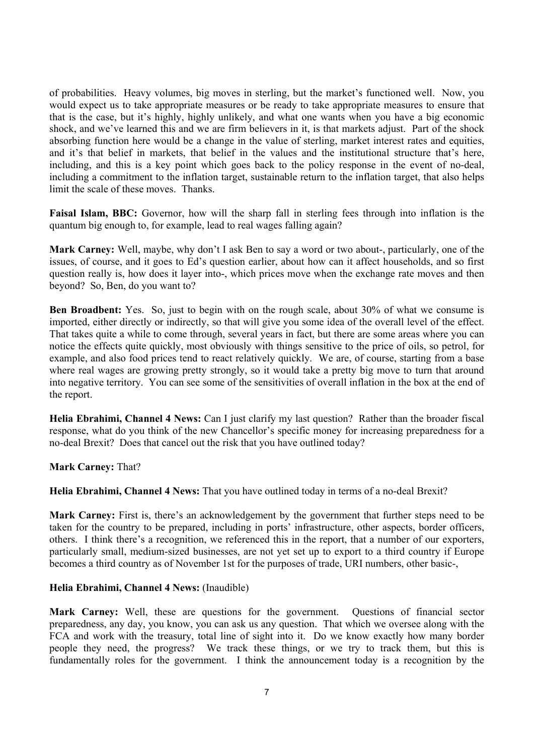of probabilities. Heavy volumes, big moves in sterling, but the market's functioned well. Now, you would expect us to take appropriate measures or be ready to take appropriate measures to ensure that that is the case, but it's highly, highly unlikely, and what one wants when you have a big economic shock, and we've learned this and we are firm believers in it, is that markets adjust. Part of the shock absorbing function here would be a change in the value of sterling, market interest rates and equities, and it's that belief in markets, that belief in the values and the institutional structure that's here, including, and this is a key point which goes back to the policy response in the event of no-deal, including a commitment to the inflation target, sustainable return to the inflation target, that also helps limit the scale of these moves. Thanks.

**Faisal Islam, BBC:** Governor, how will the sharp fall in sterling fees through into inflation is the quantum big enough to, for example, lead to real wages falling again?

**Mark Carney:** Well, maybe, why don't I ask Ben to say a word or two about-, particularly, one of the issues, of course, and it goes to Ed's question earlier, about how can it affect households, and so first question really is, how does it layer into-, which prices move when the exchange rate moves and then beyond? So, Ben, do you want to?

**Ben Broadbent:** Yes. So, just to begin with on the rough scale, about 30% of what we consume is imported, either directly or indirectly, so that will give you some idea of the overall level of the effect. That takes quite a while to come through, several years in fact, but there are some areas where you can notice the effects quite quickly, most obviously with things sensitive to the price of oils, so petrol, for example, and also food prices tend to react relatively quickly. We are, of course, starting from a base where real wages are growing pretty strongly, so it would take a pretty big move to turn that around into negative territory. You can see some of the sensitivities of overall inflation in the box at the end of the report.

**Helia Ebrahimi, Channel 4 News:** Can I just clarify my last question? Rather than the broader fiscal response, what do you think of the new Chancellor's specific money for increasing preparedness for a no-deal Brexit? Does that cancel out the risk that you have outlined today?

**Mark Carney:** That?

**Helia Ebrahimi, Channel 4 News:** That you have outlined today in terms of a no-deal Brexit?

**Mark Carney:** First is, there's an acknowledgement by the government that further steps need to be taken for the country to be prepared, including in ports' infrastructure, other aspects, border officers, others. I think there's a recognition, we referenced this in the report, that a number of our exporters, particularly small, medium-sized businesses, are not yet set up to export to a third country if Europe becomes a third country as of November 1st for the purposes of trade, URI numbers, other basic-,

**Helia Ebrahimi, Channel 4 News:** (Inaudible)

**Mark Carney:** Well, these are questions for the government. Questions of financial sector preparedness, any day, you know, you can ask us any question. That which we oversee along with the FCA and work with the treasury, total line of sight into it. Do we know exactly how many border people they need, the progress? We track these things, or we try to track them, but this is fundamentally roles for the government. I think the announcement today is a recognition by the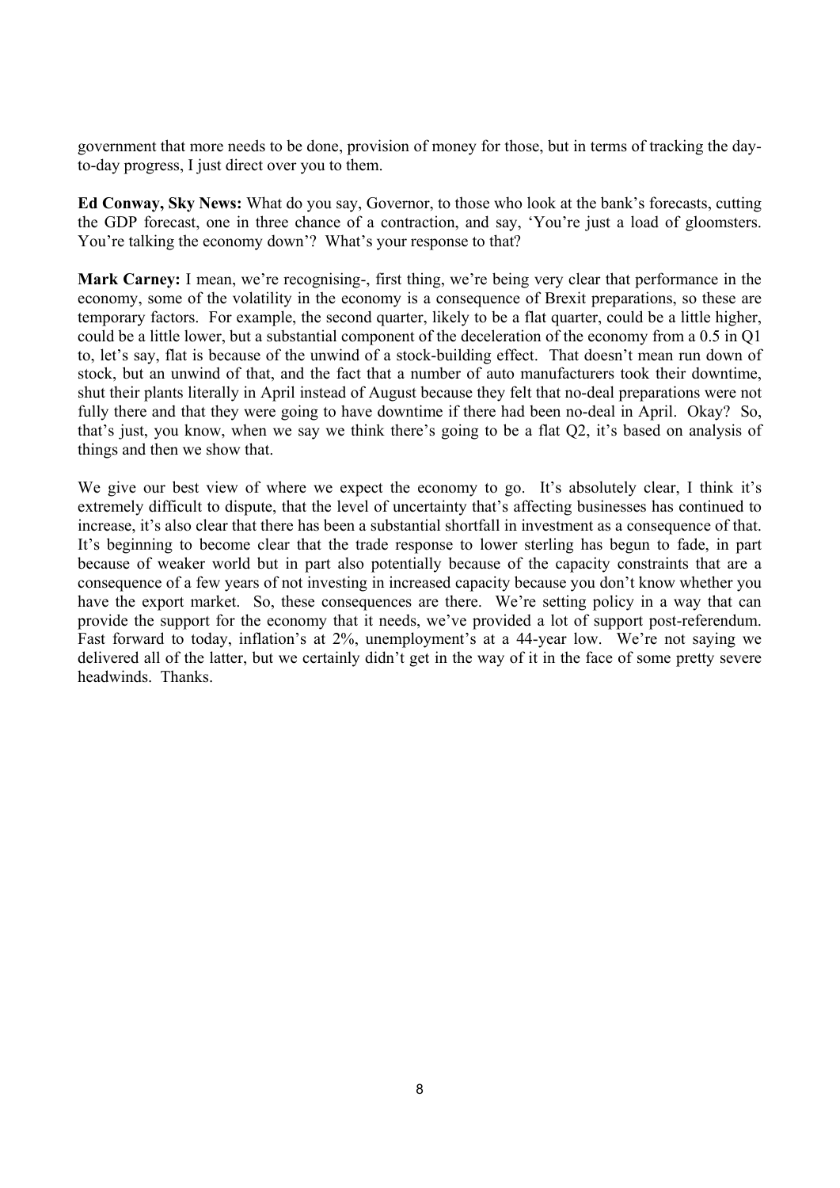government that more needs to be done, provision of money for those, but in terms of tracking the day-to-day progress, I just direct over you to them.

**Ed Conway, Sky News:** What do you say, Governor, to those who look at the bank's forecasts, cutting the GDP forecast, one in three chance of a contraction, and say, 'You're just a load of gloomsters. You're talking the economy down'? What's your response to that?

**Mark Carney:** I mean, we're recognising-, first thing, we're being very clear that performance in the economy, some of the volatility in the economy is a consequence of Brexit preparations, so these are temporary factors. For example, the second quarter, likely to be a flat quarter, could be a little higher, could be a little lower, but a substantial component of the deceleration of the economy from a 0.5 in Q1 to, let's say, flat is because of the unwind of a stock-building effect. That doesn't mean run down of stock, but an unwind of that, and the fact that a number of auto manufacturers took their downtime, shut their plants literally in April instead of August because they felt that no-deal preparations were not fully there and that they were going to have downtime if there had been no-deal in April. Okay? So, that's just, you know, when we say we think there's going to be a flat Q2, it's based on analysis of things and then we show that.

We give our best view of where we expect the economy to go. It's absolutely clear, I think it's extremely difficult to dispute, that the level of uncertainty that's affecting businesses has continued to increase, it's also clear that there has been a substantial shortfall in investment as a consequence of that. It's beginning to become clear that the trade response to lower sterling has begun to fade, in part because of weaker world but in part also potentially because of the capacity constraints that are a consequence of a few years of not investing in increased capacity because you don't know whether you have the export market. So, these consequences are there. We're setting policy in a way that can provide the support for the economy that it needs, we've provided a lot of support post-referendum. Fast forward to today, inflation's at 2%, unemployment's at a 44-year low. We're not saying we delivered all of the latter, but we certainly didn't get in the way of it in the face of some pretty severe headwinds. Thanks.